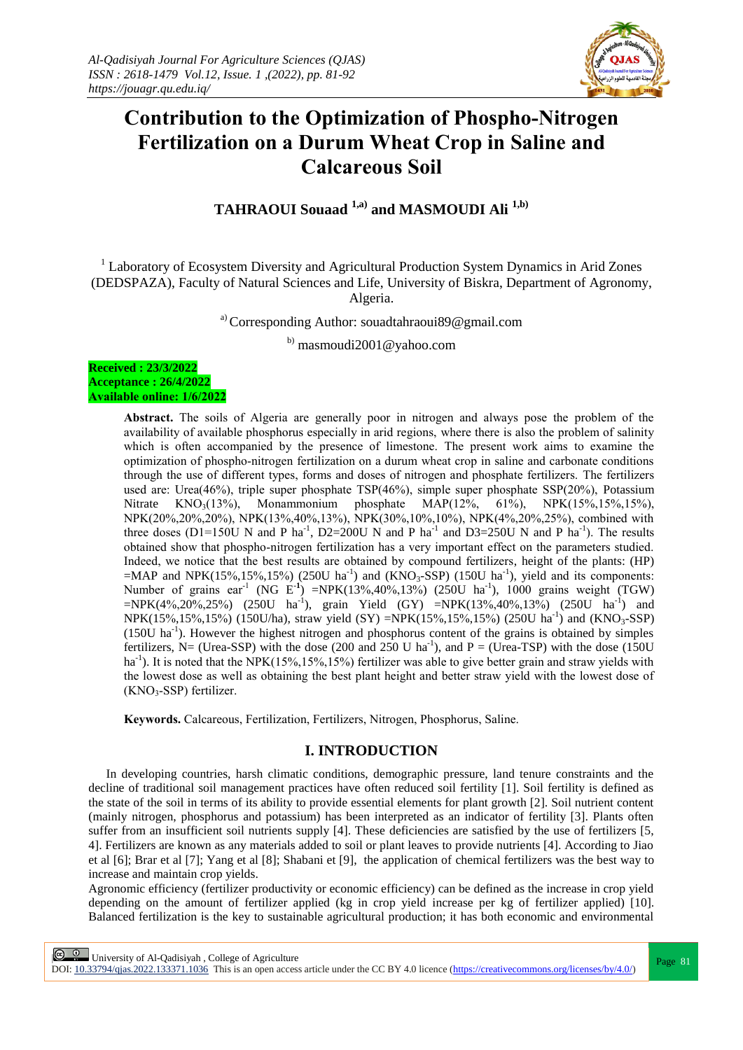# Contribution to the Optimization of Phospho-Nitrogen Fertilization on a Durum Wheat Crop in Saline and Calcareous Soil

**TAHRAOUI Souaad [1,a)] and MASMOUDI Ali [1,b)]**

[1] Laboratory of Ecosystem Diversity and Agricultural Production System Dynamics in Arid Zones (DEDSPAZA), Faculty of Natural Sciences and Life, University of Biskra, Department of Agronomy, Algeria.

[a)] Corresponding Author: souadtahraoui89@gmail.com

[b)] masmoudi2001@yahoo.com

**Received : 23/3/2022**
**Acceptance : 26/4/2022**
**Available online: 1/6/2022**

**Abstract.** The soils of Algeria are generally poor in nitrogen and always pose the problem of the availability of available phosphorus especially in arid regions, where there is also the problem of salinity which is often accompanied by the presence of limestone. The present work aims to examine the optimization of phospho-nitrogen fertilization on a durum wheat crop in saline and carbonate conditions through the use of different types, forms and doses of nitrogen and phosphate fertilizers. The fertilizers used are: Urea(46%), triple super phosphate TSP(46%), simple super phosphate SSP(20%), Potassium Nitrate $KNO_3$(13%), Monammonium phosphate MAP(12%, 61%), NPK(15%,15%,15%), NPK(20%,20%,20%), NPK(13%,40%,13%), NPK(30%,10%,10%), NPK(4%,20%,25%), combined with three doses (D1=150U N and P $ha^{-1}$, D2=200U N and P $ha^{-1}$ and D3=250U N and P $ha^{-1}$). The results obtained show that phospho-nitrogen fertilization has a very important effect on the parameters studied. Indeed, we notice that the best results are obtained by compound fertilizers, height of the plants: (HP) =MAP and NPK(15%,15%,15%) (250U $ha^{-1}$) and ($KNO_3$-SSP) (150U $ha^{-1}$), yield and its components: Number of grains $ear^{-1}$ (NG $E^{-1}$) =NPK(13%,40%,13%) (250U $ha^{-1}$), 1000 grains weight (TGW) =NPK(4%,20%,25%) (250U $ha^{-1}$), grain Yield (GY) =NPK(13%,40%,13%) (250U $ha^{-1}$) and NPK(15%,15%,15%) (150U/ha), straw yield (SY) =NPK(15%,15%,15%) (250U $ha^{-1}$) and ($KNO_3$-SSP) (150U $ha^{-1}$). However the highest nitrogen and phosphorus content of the grains is obtained by simples fertilizers, N= (Urea-SSP) with the dose (200 and 250 U $ha^{-1}$), and P = (Urea-TSP) with the dose (150U $ha^{-1}$). It is noted that the NPK(15%,15%,15%) fertilizer was able to give better grain and straw yields with the lowest dose as well as obtaining the best plant height and better straw yield with the lowest dose of ($KNO_3$-SSP) fertilizer.

**Keywords.** Calcareous, Fertilization, Fertilizers, Nitrogen, Phosphorus, Saline.

## I. INTRODUCTION

In developing countries, harsh climatic conditions, demographic pressure, land tenure constraints and the decline of traditional soil management practices have often reduced soil fertility [1]. Soil fertility is defined as the state of the soil in terms of its ability to provide essential elements for plant growth [2]. Soil nutrient content (mainly nitrogen, phosphorus and potassium) has been interpreted as an indicator of fertility [3]. Plants often suffer from an insufficient soil nutrients supply [4]. These deficiencies are satisfied by the use of fertilizers [5, 4]. Fertilizers are known as any materials added to soil or plant leaves to provide nutrients [4]. According to Jiao et al [6]; Brar et al [7]; Yang et al [8]; Shabani et [9], the application of chemical fertilizers was the best way to increase and maintain crop yields.

Agronomic efficiency (fertilizer productivity or economic efficiency) can be defined as the increase in crop yield depending on the amount of fertilizer applied (kg in crop yield increase per kg of fertilizer applied) [10]. Balanced fertilization is the key to sustainable agricultural production; it has both economic and environmental

University of Al-Qadisiyah , College of Agriculture
DOI: 10.33794/qjas.2022.133371.1036 This is an open access article under the CC BY 4.0 licence (https://creativecommons.org/licenses/by/4.0/)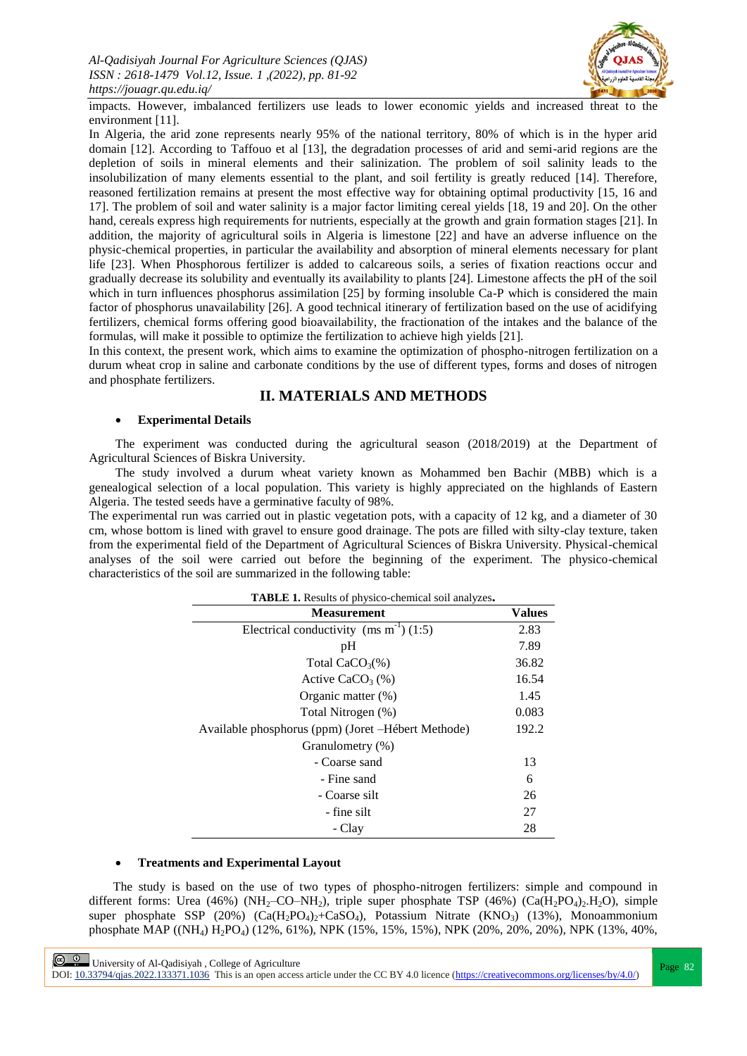impacts. However, imbalanced fertilizers use leads to lower economic yields and increased threat to the environment [11].

In Algeria, the arid zone represents nearly 95% of the national territory, 80% of which is in the hyper arid domain [12]. According to Taffouo et al [13], the degradation processes of arid and semi-arid regions are the depletion of soils in mineral elements and their salinization. The problem of soil salinity leads to the insolubilization of many elements essential to the plant, and soil fertility is greatly reduced [14]. Therefore, reasoned fertilization remains at present the most effective way for obtaining optimal productivity [15, 16 and 17]. The problem of soil and water salinity is a major factor limiting cereal yields [18, 19 and 20]. On the other hand, cereals express high requirements for nutrients, especially at the growth and grain formation stages [21]. In addition, the majority of agricultural soils in Algeria is limestone [22] and have an adverse influence on the physic-chemical properties, in particular the availability and absorption of mineral elements necessary for plant life [23]. When Phosphorous fertilizer is added to calcareous soils, a series of fixation reactions occur and gradually decrease its solubility and eventually its availability to plants [24]. Limestone affects the pH of the soil which in turn influences phosphorus assimilation [25] by forming insoluble Ca-P which is considered the main factor of phosphorus unavailability [26]. A good technical itinerary of fertilization based on the use of acidifying fertilizers, chemical forms offering good bioavailability, the fractionation of the intakes and the balance of the formulas, will make it possible to optimize the fertilization to achieve high yields [21].

In this context, the present work, which aims to examine the optimization of phospho-nitrogen fertilization on a durum wheat crop in saline and carbonate conditions by the use of different types, forms and doses of nitrogen and phosphate fertilizers.

## II. MATERIALS AND METHODS

- **Experimental Details**

The experiment was conducted during the agricultural season (2018/2019) at the Department of Agricultural Sciences of Biskra University.

The study involved a durum wheat variety known as Mohammed ben Bachir (MBB) which is a genealogical selection of a local population. This variety is highly appreciated on the highlands of Eastern Algeria. The tested seeds have a germinative faculty of 98%.

The experimental run was carried out in plastic vegetation pots, with a capacity of 12 kg, and a diameter of 30 cm, whose bottom is lined with gravel to ensure good drainage. The pots are filled with silty-clay texture, taken from the experimental field of the Department of Agricultural Sciences of Biskra University. Physical-chemical analyses of the soil were carried out before the beginning of the experiment. The physico-chemical characteristics of the soil are summarized in the following table:

**TABLE 1.** Results of physico-chemical soil analyzes.

| Measurement | Values |
|---|---|
| Electrical conductivity (ms $m^{-1}$) (1:5) | 2.83 |
| pH | 7.89 |
| Total $CaCO_3$(%) | 36.82 |
| Active $CaCO_3$ (%) | 16.54 |
| Organic matter (%) | 1.45 |
| Total Nitrogen (%) | 0.083 |
| Available phosphorus (ppm) (Joret –Hébert Methode) | 192.2 |
| Granulometry (%) | |
| - Coarse sand | 13 |
| - Fine sand | 6 |
| - Coarse silt | 26 |
| - fine silt | 27 |
| - Clay | 28 |

- **Treatments and Experimental Layout**

The study is based on the use of two types of phospho-nitrogen fertilizers: simple and compound in different forms: Urea (46%) ($NH_2$–CO–$NH_2$), triple super phosphate TSP (46%) ($Ca(H_2PO_4)_2.H_2O$), simple super phosphate SSP (20%) ($Ca(H_2PO_4)_2$+$CaSO_4$), Potassium Nitrate ($KNO_3$) (13%), Monoammonium phosphate MAP (($NH_4$) $H_2PO_4$) (12%, 61%), NPK (15%, 15%, 15%), NPK (20%, 20%, 20%), NPK (13%, 40%,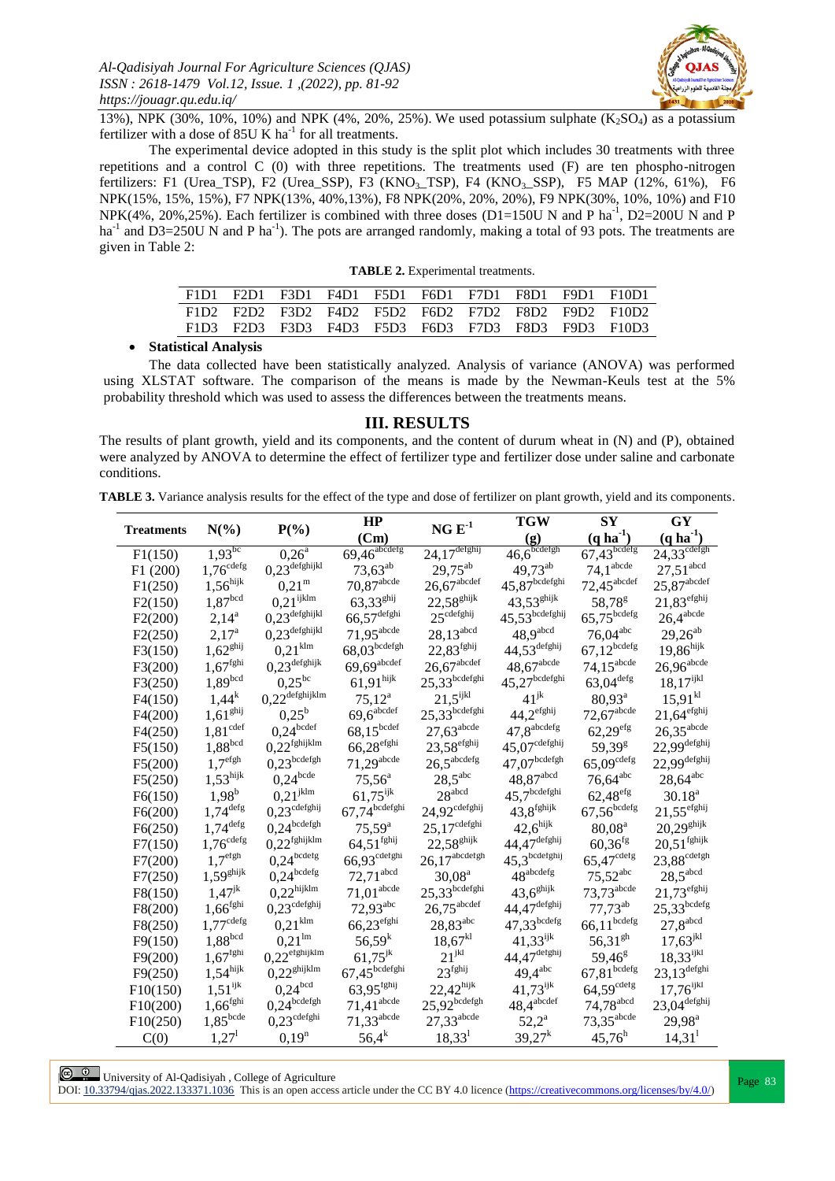13%), NPK (30%, 10%, 10%) and NPK (4%, 20%, 25%). We used potassium sulphate ($K_2SO_4$) as a potassium fertilizer with a dose of 85U K $ha^{-1}$ for all treatments.

The experimental device adopted in this study is the split plot which includes 30 treatments with three repetitions and a control C (0) with three repetitions. The treatments used (F) are ten phospho-nitrogen fertilizers: F1 (Urea_TSP), F2 (Urea_SSP), F3 ($KNO_3$_TSP), F4 ($KNO_3$_SSP), F5 MAP (12%, 61%), F6 NPK(15%, 15%, 15%), F7 NPK(13%, 40%,13%), F8 NPK(20%, 20%, 20%), F9 NPK(30%, 10%, 10%) and F10 NPK(4%, 20%,25%). Each fertilizer is combined with three doses (D1=150U N and P $ha^{-1}$, D2=200U N and P $ha^{-1}$ and D3=250U N and P $ha^{-1}$). The pots are arranged randomly, making a total of 93 pots. The treatments are given in Table 2:

**TABLE 2.** Experimental treatments.

| F1D1 | F2D1 | F3D1 | F4D1 | F5D1 | F6D1 | F7D1 | F8D1 | F9D1 | F10D1 |
|---|---|---|---|---|---|---|---|---|---|
| F1D2 | F2D2 | F3D2 | F4D2 | F5D2 | F6D2 | F7D2 | F8D2 | F9D2 | F10D2 |
| F1D3 | F2D3 | F3D3 | F4D3 | F5D3 | F6D3 | F7D3 | F8D3 | F9D3 | F10D3 |

- **Statistical Analysis**

The data collected have been statistically analyzed. Analysis of variance (ANOVA) was performed using XLSTAT software. The comparison of the means is made by the Newman-Keuls test at the 5% probability threshold which was used to assess the differences between the treatments means.

## III. RESULTS

The results of plant growth, yield and its components, and the content of durum wheat in (N) and (P), obtained were analyzed by ANOVA to determine the effect of fertilizer type and fertilizer dose under saline and carbonate conditions.

**TABLE 3.** Variance analysis results for the effect of the type and dose of fertilizer on plant growth, yield and its components.

| Treatments | N(%) | P(%) | HP (Cm) | NG $E^{-1}$ | TGW (g) | SY (q $ha^{-1}$) | GY (q $ha^{-1}$) |
|---|---|---|---|---|---|---|---|
| F1(150) | $1,93^{bc}$ | $0,26^{a}$ | $69,46^{abcdefg}$ | $24,17^{defghij}$ | $46,6^{bcdefgh}$ | $67,43^{bcdefg}$ | $24,33^{cdefgh}$ |
| F1 (200) | $1,76^{cdefg}$ | $0,23^{defghijkl}$ | $73,63^{ab}$ | $29,75^{ab}$ | $49,73^{ab}$ | $74,1^{abcde}$ | $27,51^{abcd}$ |
| F1(250) | $1,56^{hijk}$ | $0,21^{m}$ | $70,87^{abcde}$ | $26,67^{abcdef}$ | $45,87^{bcdefghi}$ | $72,45^{abcdef}$ | $25,87^{abcdef}$ |
| F2(150) | $1,87^{bcd}$ | $0,21^{ijklm}$ | $63,33^{ghij}$ | $22,58^{ghijk}$ | $43,53^{ghijk}$ | $58,78^{g}$ | $21,83^{efghij}$ |
| F2(200) | $2,14^{a}$ | $0,23^{defghijkl}$ | $66,57^{defghi}$ | $25^{cdefghij}$ | $45,53^{bcdefghij}$ | $65,75^{bcdefg}$ | $26,4^{abcde}$ |
| F2(250) | $2,17^{a}$ | $0,23^{defghijkl}$ | $71,95^{abcde}$ | $28,13^{abcd}$ | $48,9^{abcd}$ | $76,04^{abc}$ | $29,26^{ab}$ |
| F3(150) | $1,62^{ghij}$ | $0,21^{klm}$ | $68,03^{bcdefgh}$ | $22,83^{fghij}$ | $44,53^{defghij}$ | $67,12^{bcdefg}$ | $19,86^{hijk}$ |
| F3(200) | $1,67^{fghi}$ | $0,23^{defghijk}$ | $69,69^{abcdef}$ | $26,67^{abcdef}$ | $48,67^{abcde}$ | $74,15^{abcde}$ | $26,96^{abcde}$ |
| F3(250) | $1,89^{bcd}$ | $0,25^{bc}$ | $61,91^{hijk}$ | $25,33^{bcdefghi}$ | $45,27^{bcdefghi}$ | $63,04^{defg}$ | $18,17^{ijkl}$ |
| F4(150) | $1,44^{k}$ | $0,22^{defghijklm}$ | $75,12^{a}$ | $21,5^{ijkl}$ | $41^{jk}$ | $80,93^{a}$ | $15,91^{kl}$ |
| F4(200) | $1,61^{ghij}$ | $0,25^{b}$ | $69,6^{abcdef}$ | $25,33^{bcdefghi}$ | $44,2^{efghij}$ | $72,67^{abcde}$ | $21,64^{efghij}$ |
| F4(250) | $1,81^{cdef}$ | $0,24^{bcdef}$ | $68,15^{bcdef}$ | $27,63^{abcde}$ | $47,8^{abcdefg}$ | $62,29^{efg}$ | $26,35^{abcde}$ |
| F5(150) | $1,88^{bcd}$ | $0,22^{fghijklm}$ | $66,28^{efghi}$ | $23,58^{efghij}$ | $45,07^{cdefghij}$ | $59,39^{g}$ | $22,99^{defghij}$ |
| F5(200) | $1,7^{efgh}$ | $0,23^{bcdefgh}$ | $71,29^{abcde}$ | $26,5^{abcdefg}$ | $47,07^{bcdefgh}$ | $65,09^{cdefg}$ | $22,99^{defghij}$ |
| F5(250) | $1,53^{hijk}$ | $0,24^{bcde}$ | $75,56^{a}$ | $28,5^{abc}$ | $48,87^{abcd}$ | $76,64^{abc}$ | $28,64^{abc}$ |
| F6(150) | $1,98^{b}$ | $0,21^{jklm}$ | $61,75^{ijk}$ | $28^{abcd}$ | $45,7^{bcdefghi}$ | $62,48^{efg}$ | $30.18^{a}$ |
| F6(200) | $1,74^{defg}$ | $0,23^{cdefghij}$ | $67,74^{bcdefghi}$ | $24,92^{cdefghij}$ | $43,8^{fghijk}$ | $67,56^{bcdefg}$ | $21,55^{efghij}$ |
| F6(250) | $1,74^{defg}$ | $0,24^{bcdefgh}$ | $75,59^{a}$ | $25,17^{cdefghi}$ | $42,6^{hijk}$ | $80,08^{a}$ | $20,29^{ghijk}$ |
| F7(150) | $1,76^{cdefg}$ | $0,22^{fghijklm}$ | $64,51^{fghij}$ | $22,58^{ghijk}$ | $44,47^{defghij}$ | $60,36^{fg}$ | $20,51^{fghijk}$ |
| F7(200) | $1,7^{efgh}$ | $0,24^{bcdefg}$ | $66,93^{cdefghi}$ | $26,17^{abcdefgh}$ | $45,3^{bcdefghij}$ | $65,47^{cdefg}$ | $23,88^{cdefgh}$ |
| F7(250) | $1,59^{ghijk}$ | $0,24^{bcdefg}$ | $72,71^{abcd}$ | $30,08^{a}$ | $48^{abcdefg}$ | $75,52^{abc}$ | $28,5^{abcd}$ |
| F8(150) | $1,47^{jk}$ | $0,22^{hijklm}$ | $71,01^{abcde}$ | $25,33^{bcdefghi}$ | $43,6^{ghijk}$ | $73,73^{abcde}$ | $21,73^{efghij}$ |
| F8(200) | $1,66^{fghi}$ | $0,23^{cdefghij}$ | $72,93^{abc}$ | $26,75^{abcdef}$ | $44,47^{defghij}$ | $77,73^{ab}$ | $25,33^{bcdefg}$ |
| F8(250) | $1,77^{cdefg}$ | $0,21^{klm}$ | $66,23^{efghi}$ | $28,83^{abc}$ | $47,33^{bcdefg}$ | $66,11^{bcdefg}$ | $27,8^{abcd}$ |
| F9(150) | $1,88^{bcd}$ | $0,21^{lm}$ | $56,59^{k}$ | $18,67^{kl}$ | $41,33^{ijk}$ | $56,31^{gh}$ | $17,63^{jkl}$ |
| F9(200) | $1,67^{fghi}$ | $0,22^{efghijklm}$ | $61,75^{jk}$ | $21^{jkl}$ | $44,47^{defghij}$ | $59,46^{g}$ | $18,33^{ijkl}$ |
| F9(250) | $1,54^{hijk}$ | $0,22^{ghijklm}$ | $67,45^{bcdefghi}$ | $23^{fghij}$ | $49,4^{abc}$ | $67,81^{bcdefg}$ | $23,13^{defghi}$ |
| F10(150) | $1,51^{ijk}$ | $0,24^{bcd}$ | $63,95^{fghij}$ | $22,42^{hijk}$ | $41,73^{ijk}$ | $64,59^{cdefg}$ | $17,76^{ijkl}$ |
| F10(200) | $1,66^{fghi}$ | $0,24^{bcdefgh}$ | $71,41^{abcde}$ | $25,92^{bcdefgh}$ | $48,4^{abcdef}$ | $74,78^{abcd}$ | $23,04^{defghij}$ |
| F10(250) | $1,85^{bcde}$ | $0,23^{cdefghi}$ | $71,33^{abcde}$ | $27,33^{abcde}$ | $52,2^{a}$ | $73,35^{abcde}$ | $29,98^{a}$ |
| C(0) | $1,27^{l}$ | $0,19^{n}$ | $56,4^{k}$ | $18,33^{l}$ | $39,27^{k}$ | $45,76^{h}$ | $14,31^{l}$ |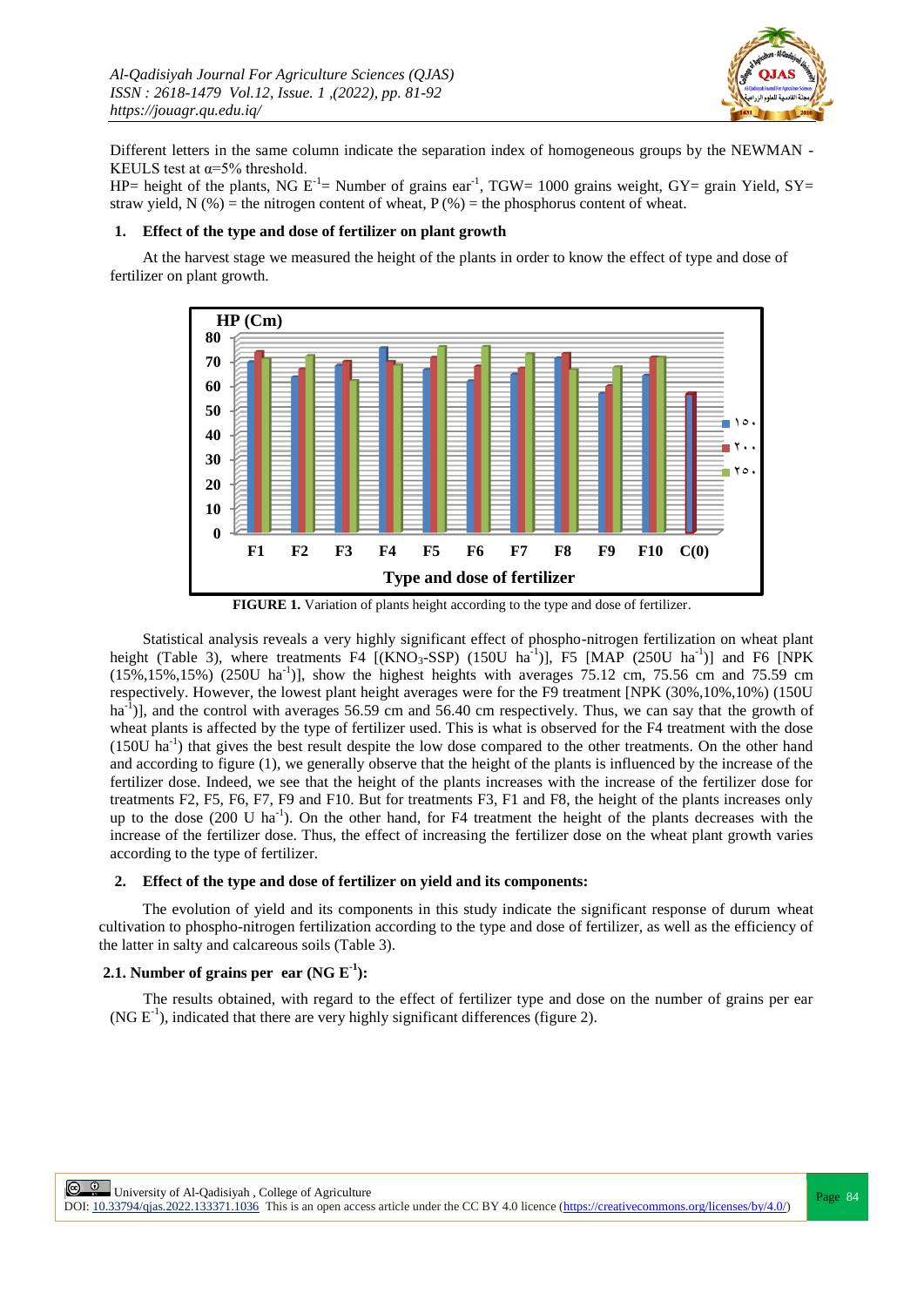Different letters in the same column indicate the separation index of homogeneous groups by the NEWMAN - KEULS test at α=5% threshold.

HP= height of the plants, NG $E^{-1}$= Number of grains $ear^{-1}$, TGW= 1000 grains weight, GY= grain Yield, SY= straw yield, N (%) = the nitrogen content of wheat, P (%) = the phosphorus content of wheat.

## 1. Effect of the type and dose of fertilizer on plant growth

At the harvest stage we measured the height of the plants in order to know the effect of type and dose of fertilizer on plant growth.

**FIGURE 1.** Variation of plants height according to the type and dose of fertilizer.

Statistical analysis reveals a very highly significant effect of phospho-nitrogen fertilization on wheat plant height (Table 3), where treatments F4 [($KNO_3$-SSP) (150U $ha^{-1}$)], F5 [MAP (250U $ha^{-1}$)] and F6 [NPK (15%,15%,15%) (250U $ha^{-1}$)], show the highest heights with averages 75.12 cm, 75.56 cm and 75.59 cm respectively. However, the lowest plant height averages were for the F9 treatment [NPK (30%,10%,10%) (150U $ha^{-1}$)], and the control with averages 56.59 cm and 56.40 cm respectively. Thus, we can say that the growth of wheat plants is affected by the type of fertilizer used. This is what is observed for the F4 treatment with the dose (150U $ha^{-1}$) that gives the best result despite the low dose compared to the other treatments. On the other hand and according to figure (1), we generally observe that the height of the plants is influenced by the increase of the fertilizer dose. Indeed, we see that the height of the plants increases with the increase of the fertilizer dose for treatments F2, F5, F6, F7, F9 and F10. But for treatments F3, F1 and F8, the height of the plants increases only up to the dose (200 U $ha^{-1}$). On the other hand, for F4 treatment the height of the plants decreases with the increase of the fertilizer dose. Thus, the effect of increasing the fertilizer dose on the wheat plant growth varies according to the type of fertilizer.

## 2. Effect of the type and dose of fertilizer on yield and its components:

The evolution of yield and its components in this study indicate the significant response of durum wheat cultivation to phospho-nitrogen fertilization according to the type and dose of fertilizer, as well as the efficiency of the latter in salty and calcareous soils (Table 3).

### 2.1. Number of grains per ear (NG $E^{-1}$):

The results obtained, with regard to the effect of fertilizer type and dose on the number of grains per ear (NG $E^{-1}$), indicated that there are very highly significant differences (figure 2).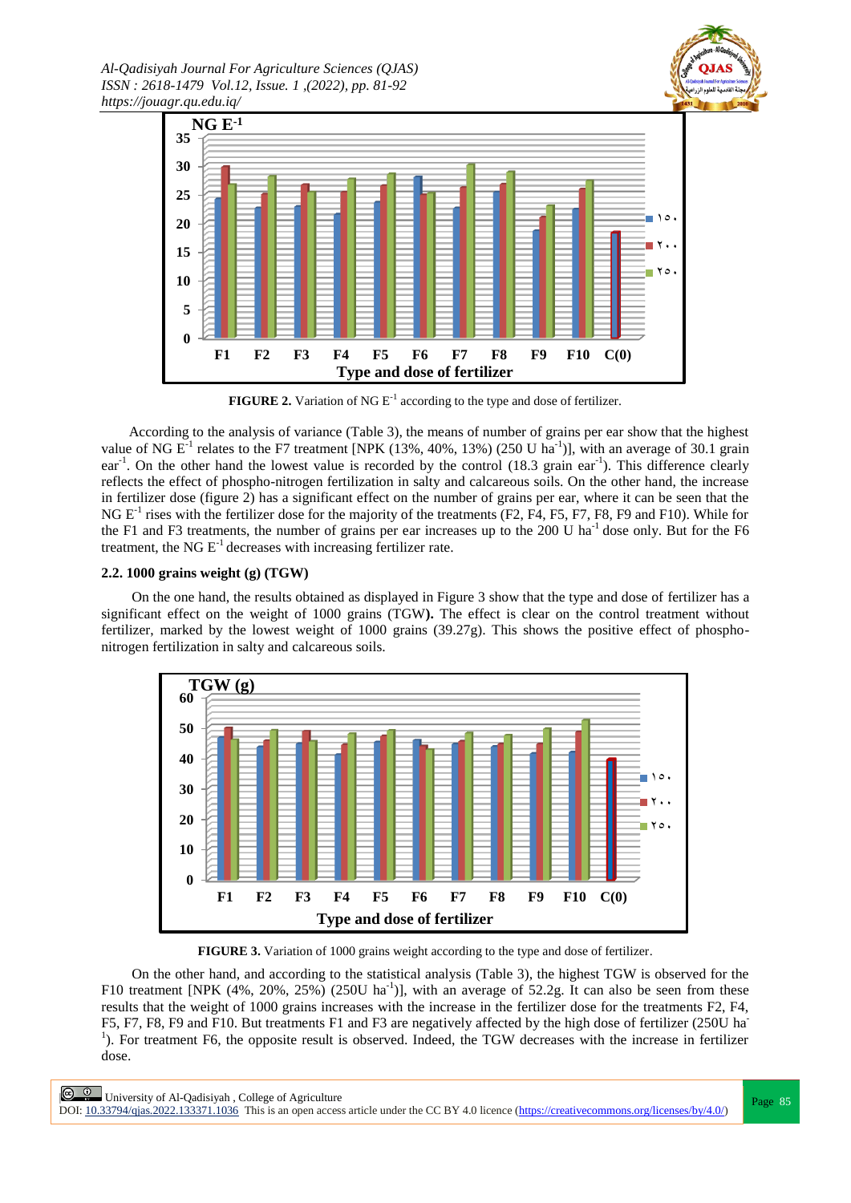**FIGURE 2.** Variation of NG $E^{-1}$ according to the type and dose of fertilizer.

According to the analysis of variance (Table 3), the means of number of grains per ear show that the highest value of NG $E^{-1}$ relates to the F7 treatment [NPK (13%, 40%, 13%) (250 U $ha^{-1}$)], with an average of 30.1 grain $ear^{-1}$. On the other hand the lowest value is recorded by the control (18.3 grain $ear^{-1}$). This difference clearly reflects the effect of phospho-nitrogen fertilization in salty and calcareous soils. On the other hand, the increase in fertilizer dose (figure 2) has a significant effect on the number of grains per ear, where it can be seen that the NG $E^{-1}$ rises with the fertilizer dose for the majority of the treatments (F2, F4, F5, F7, F8, F9 and F10). While for the F1 and F3 treatments, the number of grains per ear increases up to the 200 U $ha^{-1}$ dose only. But for the F6 treatment, the NG $E^{-1}$ decreases with increasing fertilizer rate.

### 2.2. 1000 grains weight (g) (TGW)

On the one hand, the results obtained as displayed in Figure 3 show that the type and dose of fertilizer has a significant effect on the weight of 1000 grains (TGW**).** The effect is clear on the control treatment without fertilizer, marked by the lowest weight of 1000 grains (39.27g). This shows the positive effect of phospho-nitrogen fertilization in salty and calcareous soils.

**FIGURE 3.** Variation of 1000 grains weight according to the type and dose of fertilizer.

On the other hand, and according to the statistical analysis (Table 3), the highest TGW is observed for the F10 treatment [NPK (4%, 20%, 25%) (250U $ha^{-1}$)], with an average of 52.2g. It can also be seen from these results that the weight of 1000 grains increases with the increase in the fertilizer dose for the treatments F2, F4, F5, F7, F8, F9 and F10. But treatments F1 and F3 are negatively affected by the high dose of fertilizer (250U $ha^{-1}$). For treatment F6, the opposite result is observed. Indeed, the TGW decreases with the increase in fertilizer dose.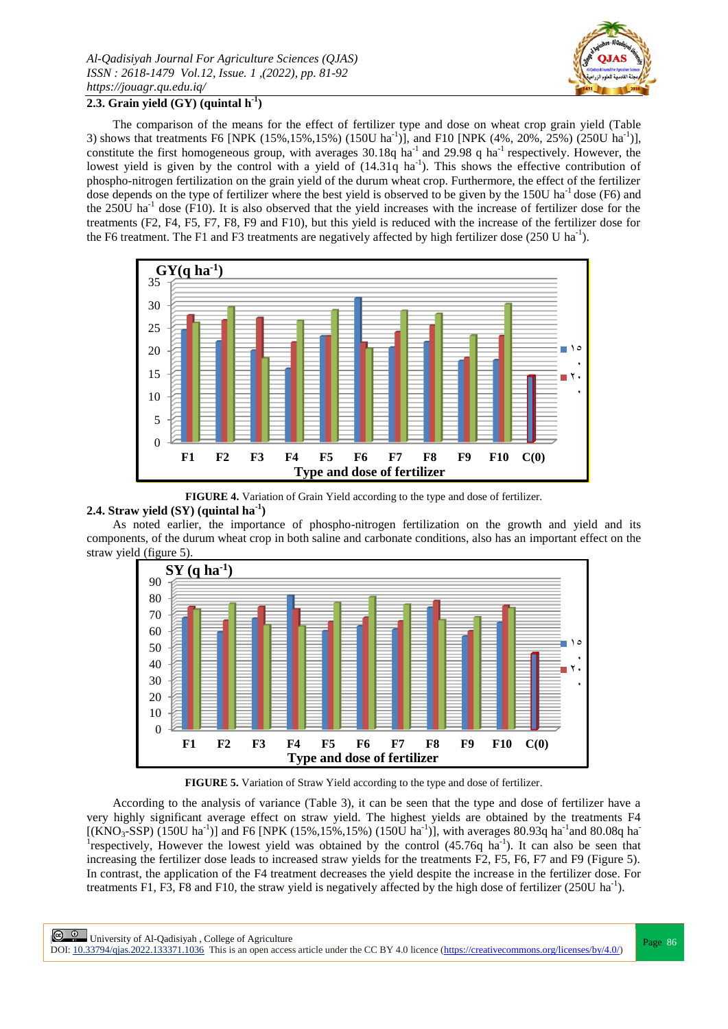### 2.3. Grain yield (GY) (quintal $h^{-1}$)

The comparison of the means for the effect of fertilizer type and dose on wheat crop grain yield (Table 3) shows that treatments F6 [NPK (15%,15%,15%) (150U $ha^{-1}$)], and F10 [NPK (4%, 20%, 25%) (250U $ha^{-1}$)], constitute the first homogeneous group, with averages 30.18q $ha^{-1}$ and 29.98 q $ha^{-1}$ respectively. However, the lowest yield is given by the control with a yield of (14.31q $ha^{-1}$). This shows the effective contribution of phospho-nitrogen fertilization on the grain yield of the durum wheat crop. Furthermore, the effect of the fertilizer dose depends on the type of fertilizer where the best yield is observed to be given by the 150U $ha^{-1}$ dose (F6) and the 250U $ha^{-1}$ dose (F10). It is also observed that the yield increases with the increase of fertilizer dose for the treatments (F2, F4, F5, F7, F8, F9 and F10), but this yield is reduced with the increase of the fertilizer dose for the F6 treatment. The F1 and F3 treatments are negatively affected by high fertilizer dose (250 U $ha^{-1}$).

**FIGURE 4.** Variation of Grain Yield according to the type and dose of fertilizer.

### 2.4. Straw yield (SY) (quintal $ha^{-1}$)

As noted earlier, the importance of phospho-nitrogen fertilization on the growth and yield and its components, of the durum wheat crop in both saline and carbonate conditions, also has an important effect on the straw yield (figure 5).

**FIGURE 5.** Variation of Straw Yield according to the type and dose of fertilizer.

According to the analysis of variance (Table 3), it can be seen that the type and dose of fertilizer have a very highly significant average effect on straw yield. The highest yields are obtained by the treatments F4 [($KNO_3$-SSP) (150U $ha^{-1}$)] and F6 [NPK (15%,15%,15%) (150U $ha^{-1}$)], with averages 80.93q $ha^{-1}$and 80.08q $ha^{-1}$respectively, However the lowest yield was obtained by the control (45.76q $ha^{-1}$). It can also be seen that increasing the fertilizer dose leads to increased straw yields for the treatments F2, F5, F6, F7 and F9 (Figure 5). In contrast, the application of the F4 treatment decreases the yield despite the increase in the fertilizer dose. For treatments F1, F3, F8 and F10, the straw yield is negatively affected by the high dose of fertilizer (250U $ha^{-1}$).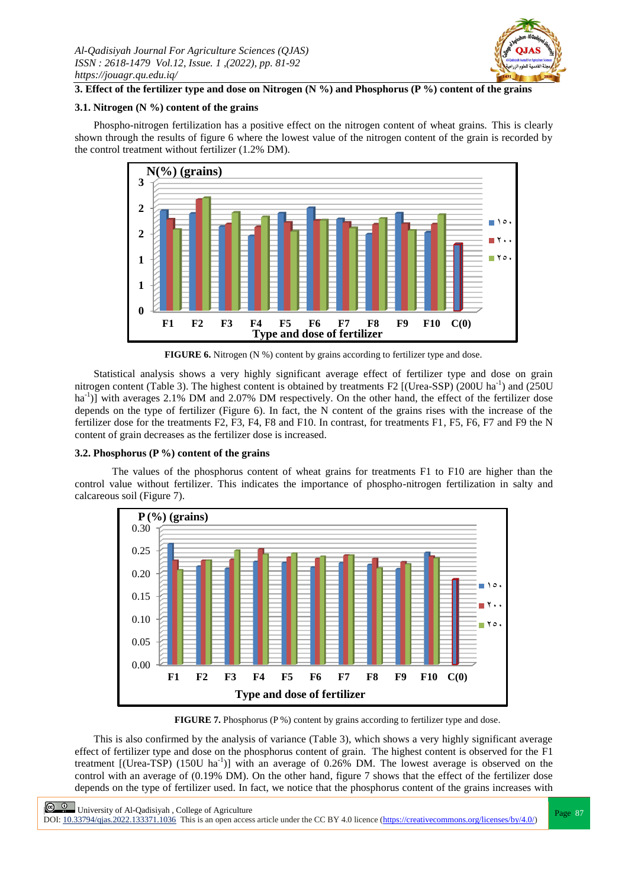### 3. Effect of the fertilizer type and dose on Nitrogen (N %) and Phosphorus (P %) content of the grains

#### 3.1. Nitrogen (N %) content of the grains

Phospho-nitrogen fertilization has a positive effect on the nitrogen content of wheat grains. This is clearly shown through the results of figure 6 where the lowest value of the nitrogen content of the grain is recorded by the control treatment without fertilizer (1.2% DM).

**FIGURE 6.** Nitrogen (N %) content by grains according to fertilizer type and dose.

Statistical analysis shows a very highly significant average effect of fertilizer type and dose on grain nitrogen content (Table 3). The highest content is obtained by treatments F2 [(Urea-SSP) (200U $ha^{-1}$) and (250U $ha^{-1}$)] with averages 2.1% DM and 2.07% DM respectively. On the other hand, the effect of the fertilizer dose depends on the type of fertilizer (Figure 6). In fact, the N content of the grains rises with the increase of the fertilizer dose for the treatments F2, F3, F4, F8 and F10. In contrast, for treatments F1, F5, F6, F7 and F9 the N content of grain decreases as the fertilizer dose is increased.

#### 3.2. Phosphorus (P %) content of the grains

The values of the phosphorus content of wheat grains for treatments F1 to F10 are higher than the control value without fertilizer. This indicates the importance of phospho-nitrogen fertilization in salty and calcareous soil (Figure 7).

**FIGURE 7.** Phosphorus (P %) content by grains according to fertilizer type and dose.

This is also confirmed by the analysis of variance (Table 3), which shows a very highly significant average effect of fertilizer type and dose on the phosphorus content of grain. The highest content is observed for the F1 treatment [(Urea-TSP) (150U $ha^{-1}$)] with an average of 0.26% DM. The lowest average is observed on the control with an average of (0.19% DM). On the other hand, figure 7 shows that the effect of the fertilizer dose depends on the type of fertilizer used. In fact, we notice that the phosphorus content of the grains increases with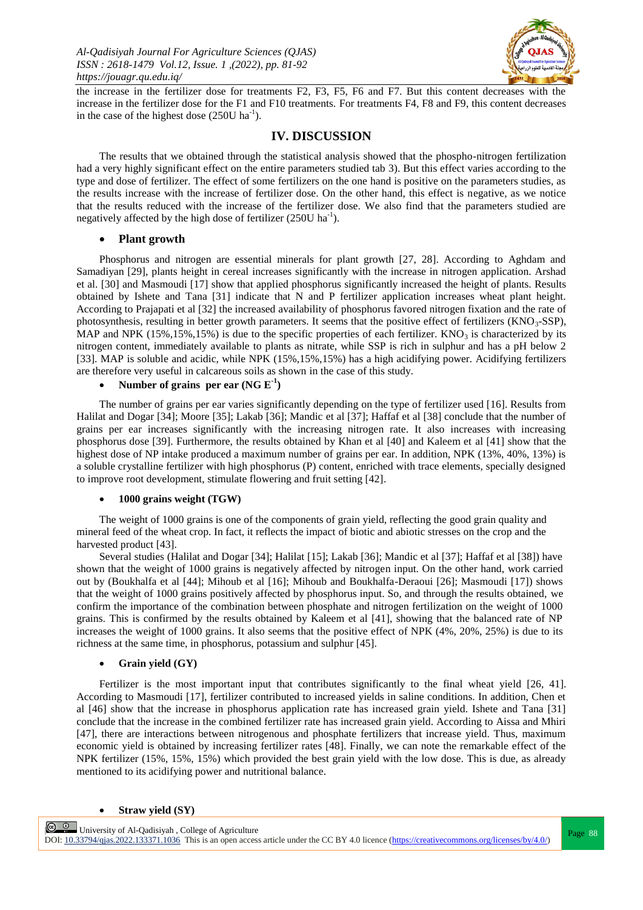the increase in the fertilizer dose for treatments F2, F3, F5, F6 and F7. But this content decreases with the increase in the fertilizer dose for the F1 and F10 treatments. For treatments F4, F8 and F9, this content decreases in the case of the highest dose (250U $ha^{-1}$).

## IV. DISCUSSION

The results that we obtained through the statistical analysis showed that the phospho-nitrogen fertilization had a very highly significant effect on the entire parameters studied tab 3). But this effect varies according to the type and dose of fertilizer. The effect of some fertilizers on the one hand is positive on the parameters studies, as the results increase with the increase of fertilizer dose. On the other hand, this effect is negative, as we notice that the results reduced with the increase of the fertilizer dose. We also find that the parameters studied are negatively affected by the high dose of fertilizer (250U $ha^{-1}$).

- **Plant growth**

Phosphorus and nitrogen are essential minerals for plant growth [27, 28]. According to Aghdam and Samadiyan [29], plants height in cereal increases significantly with the increase in nitrogen application. Arshad et al. [30] and Masmoudi [17] show that applied phosphorus significantly increased the height of plants. Results obtained by Ishete and Tana [31] indicate that N and P fertilizer application increases wheat plant height. According to Prajapati et al [32] the increased availability of phosphorus favored nitrogen fixation and the rate of photosynthesis, resulting in better growth parameters. It seems that the positive effect of fertilizers ($KNO_3$-SSP), MAP and NPK (15%,15%,15%) is due to the specific properties of each fertilizer. $KNO_3$ is characterized by its nitrogen content, immediately available to plants as nitrate, while SSP is rich in sulphur and has a pH below 2 [33]. MAP is soluble and acidic, while NPK (15%,15%,15%) has a high acidifying power. Acidifying fertilizers are therefore very useful in calcareous soils as shown in the case of this study.

- **Number of grains per ear (NG $E^{-1}$)**

The number of grains per ear varies significantly depending on the type of fertilizer used [16]. Results from Halilat and Dogar [34]; Moore [35]; Lakab [36]; Mandic et al [37]; Haffaf et al [38] conclude that the number of grains per ear increases significantly with the increasing nitrogen rate. It also increases with increasing phosphorus dose [39]. Furthermore, the results obtained by Khan et al [40] and Kaleem et al [41] show that the highest dose of NP intake produced a maximum number of grains per ear. In addition, NPK (13%, 40%, 13%) is a soluble crystalline fertilizer with high phosphorus (P) content, enriched with trace elements, specially designed to improve root development, stimulate flowering and fruit setting [42].

- **1000 grains weight (TGW)**

The weight of 1000 grains is one of the components of grain yield, reflecting the good grain quality and mineral feed of the wheat crop. In fact, it reflects the impact of biotic and abiotic stresses on the crop and the harvested product [43].

Several studies (Halilat and Dogar [34]; Halilat [15]; Lakab [36]; Mandic et al [37]; Haffaf et al [38]) have shown that the weight of 1000 grains is negatively affected by nitrogen input. On the other hand, work carried out by (Boukhalfa et al [44]; Mihoub et al [16]; Mihoub and Boukhalfa-Deraoui [26]; Masmoudi [17]) shows that the weight of 1000 grains positively affected by phosphorus input. So, and through the results obtained, we confirm the importance of the combination between phosphate and nitrogen fertilization on the weight of 1000 grains. This is confirmed by the results obtained by Kaleem et al [41], showing that the balanced rate of NP increases the weight of 1000 grains. It also seems that the positive effect of NPK (4%, 20%, 25%) is due to its richness at the same time, in phosphorus, potassium and sulphur [45].

- **Grain yield (GY)**

Fertilizer is the most important input that contributes significantly to the final wheat yield [26, 41]. According to Masmoudi [17], fertilizer contributed to increased yields in saline conditions. In addition, Chen et al [46] show that the increase in phosphorus application rate has increased grain yield. Ishete and Tana [31] conclude that the increase in the combined fertilizer rate has increased grain yield. According to Aissa and Mhiri [47], there are interactions between nitrogenous and phosphate fertilizers that increase yield. Thus, maximum economic yield is obtained by increasing fertilizer rates [48]. Finally, we can note the remarkable effect of the NPK fertilizer (15%, 15%, 15%) which provided the best grain yield with the low dose. This is due, as already mentioned to its acidifying power and nutritional balance.

- **Straw yield (SY)**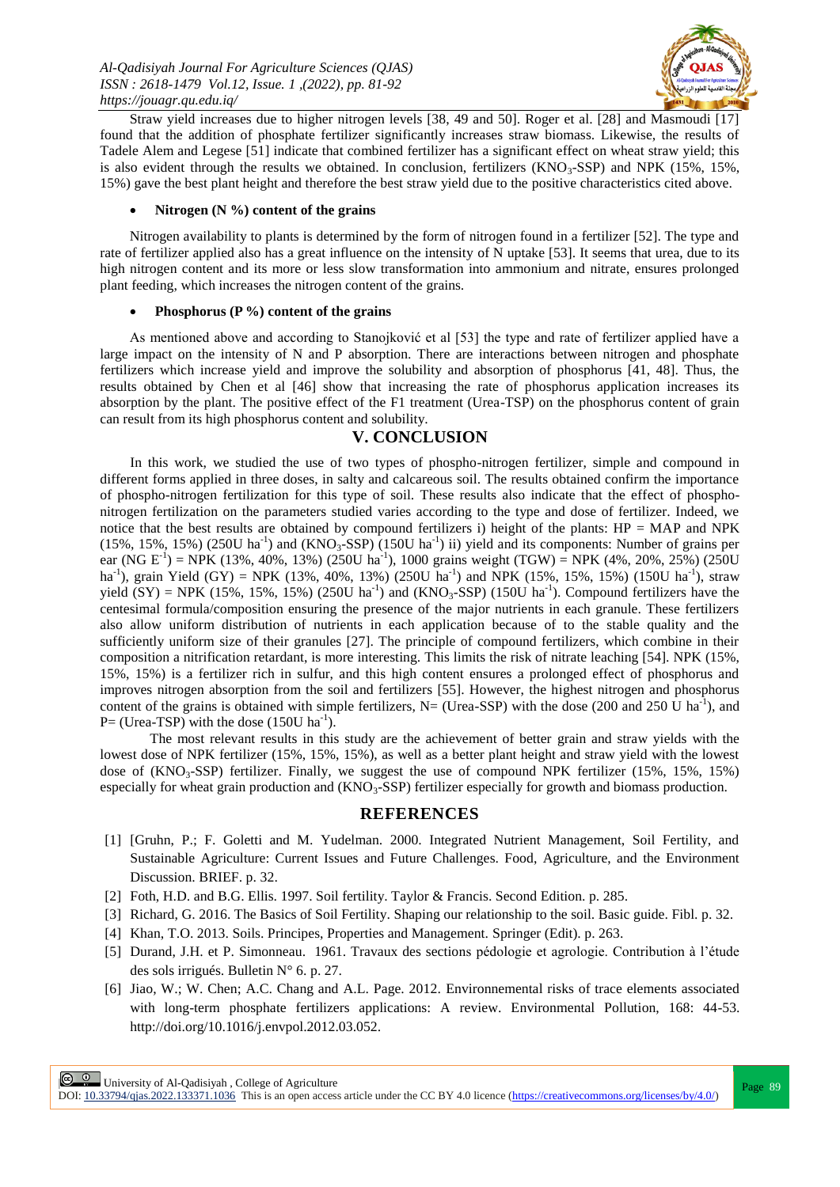Straw yield increases due to higher nitrogen levels [38, 49 and 50]. Roger et al. [28] and Masmoudi [17] found that the addition of phosphate fertilizer significantly increases straw biomass. Likewise, the results of Tadele Alem and Legese [51] indicate that combined fertilizer has a significant effect on wheat straw yield; this is also evident through the results we obtained. In conclusion, fertilizers ($KNO_3$-SSP) and NPK (15%, 15%, 15%) gave the best plant height and therefore the best straw yield due to the positive characteristics cited above.

- **Nitrogen (N %) content of the grains**

Nitrogen availability to plants is determined by the form of nitrogen found in a fertilizer [52]. The type and rate of fertilizer applied also has a great influence on the intensity of N uptake [53]. It seems that urea, due to its high nitrogen content and its more or less slow transformation into ammonium and nitrate, ensures prolonged plant feeding, which increases the nitrogen content of the grains.

- **Phosphorus (P %) content of the grains**

As mentioned above and according to Stanojković et al [53] the type and rate of fertilizer applied have a large impact on the intensity of N and P absorption. There are interactions between nitrogen and phosphate fertilizers which increase yield and improve the solubility and absorption of phosphorus [41, 48]. Thus, the results obtained by Chen et al [46] show that increasing the rate of phosphorus application increases its absorption by the plant. The positive effect of the F1 treatment (Urea-TSP) on the phosphorus content of grain can result from its high phosphorus content and solubility.

## V. CONCLUSION

In this work, we studied the use of two types of phospho-nitrogen fertilizer, simple and compound in different forms applied in three doses, in salty and calcareous soil. The results obtained confirm the importance of phospho-nitrogen fertilization for this type of soil. These results also indicate that the effect of phospho-nitrogen fertilization on the parameters studied varies according to the type and dose of fertilizer. Indeed, we notice that the best results are obtained by compound fertilizers i) height of the plants: HP = MAP and NPK (15%, 15%, 15%) (250U $ha^{-1}$) and ($KNO_3$-SSP) (150U $ha^{-1}$) ii) yield and its components: Number of grains per ear (NG $E^{-1}$) = NPK (13%, 40%, 13%) (250U $ha^{-1}$), 1000 grains weight (TGW) = NPK (4%, 20%, 25%) (250U $ha^{-1}$), grain Yield (GY) = NPK (13%, 40%, 13%) (250U $ha^{-1}$) and NPK (15%, 15%, 15%) (150U $ha^{-1}$), straw yield (SY) = NPK (15%, 15%, 15%) (250U $ha^{-1}$) and ($KNO_3$-SSP) (150U $ha^{-1}$). Compound fertilizers have the centesimal formula/composition ensuring the presence of the major nutrients in each granule. These fertilizers also allow uniform distribution of nutrients in each application because of to the stable quality and the sufficiently uniform size of their granules [27]. The principle of compound fertilizers, which combine in their composition a nitrification retardant, is more interesting. This limits the risk of nitrate leaching [54]. NPK (15%, 15%, 15%) is a fertilizer rich in sulfur, and this high content ensures a prolonged effect of phosphorus and improves nitrogen absorption from the soil and fertilizers [55]. However, the highest nitrogen and phosphorus content of the grains is obtained with simple fertilizers, N= (Urea-SSP) with the dose (200 and 250 U $ha^{-1}$), and P= (Urea-TSP) with the dose (150U $ha^{-1}$).

The most relevant results in this study are the achievement of better grain and straw yields with the lowest dose of NPK fertilizer (15%, 15%, 15%), as well as a better plant height and straw yield with the lowest dose of ($KNO_3$-SSP) fertilizer. Finally, we suggest the use of compound NPK fertilizer (15%, 15%, 15%) especially for wheat grain production and ($KNO_3$-SSP) fertilizer especially for growth and biomass production.

## REFERENCES

[1] [Gruhn, P.; F. Goletti and M. Yudelman. 2000. Integrated Nutrient Management, Soil Fertility, and Sustainable Agriculture: Current Issues and Future Challenges. Food, Agriculture, and the Environment Discussion. BRIEF. p. 32.

[2] Foth, H.D. and B.G. Ellis. 1997. Soil fertility. Taylor & Francis. Second Edition. p. 285.

[3] Richard, G. 2016. The Basics of Soil Fertility. Shaping our relationship to the soil. Basic guide. Fibl. p. 32.

[4] Khan, T.O. 2013. Soils. Principes, Properties and Management. Springer (Edit). p. 263.

[5] Durand, J.H. et P. Simonneau. 1961. Travaux des sections pédologie et agrologie. Contribution à l'étude des sols irrigués. Bulletin N° 6. p. 27.

[6] Jiao, W.; W. Chen; A.C. Chang and A.L. Page. 2012. Environnemental risks of trace elements associated with long-term phosphate fertilizers applications: A review. Environmental Pollution, 168: 44-53. http://doi.org/10.1016/j.envpol.2012.03.052.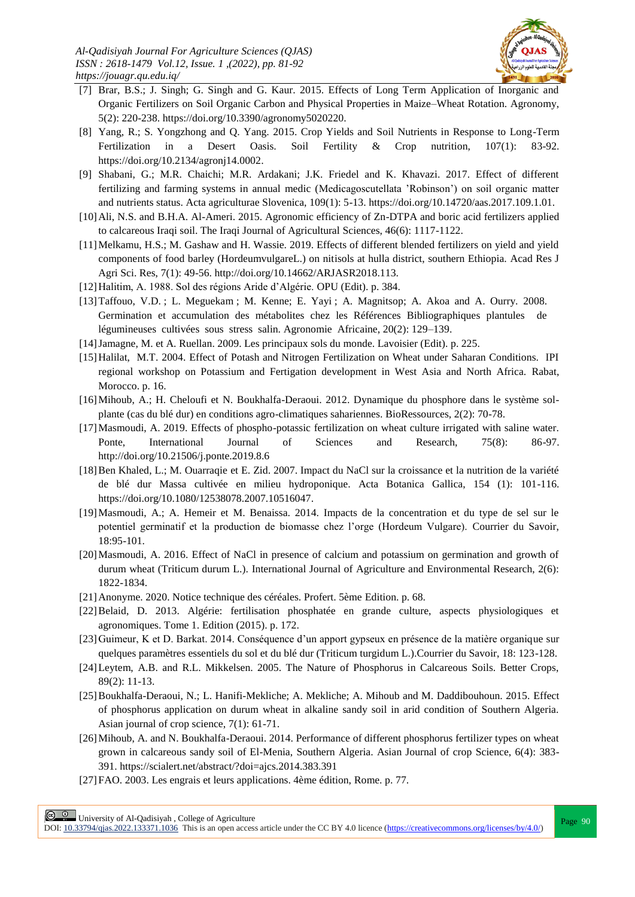[7] Brar, B.S.; J. Singh; G. Singh and G. Kaur. 2015. Effects of Long Term Application of Inorganic and Organic Fertilizers on Soil Organic Carbon and Physical Properties in Maize–Wheat Rotation. Agronomy, 5(2): 220-238. https://doi.org/10.3390/agronomy5020220.

[8] Yang, R.; S. Yongzhong and Q. Yang. 2015. Crop Yields and Soil Nutrients in Response to Long-Term Fertilization in a Desert Oasis. Soil Fertility & Crop nutrition, 107(1): 83-92. https://doi.org/10.2134/agronj14.0002.

[9] Shabani, G.; M.R. Chaichi; M.R. Ardakani; J.K. Friedel and K. Khavazi. 2017. Effect of different fertilizing and farming systems in annual medic (Medicagoscutellata 'Robinson') on soil organic matter and nutrients status. Acta agriculturae Slovenica, 109(1): 5-13. https://doi.org/10.14720/aas.2017.109.1.01.

[10] Ali, N.S. and B.H.A. Al-Ameri. 2015. Agronomic efficiency of Zn-DTPA and boric acid fertilizers applied to calcareous Iraqi soil. The Iraqi Journal of Agricultural Sciences, 46(6): 1117-1122.

[11] Melkamu, H.S.; M. Gashaw and H. Wassie. 2019. Effects of different blended fertilizers on yield and yield components of food barley (HordeumvulgareL.) on nitisols at hulla district, southern Ethiopia. Acad Res J Agri Sci. Res, 7(1): 49-56. http://doi.org/10.14662/ARJASR2018.113.

[12] Halitim, A. 1988. Sol des régions Aride d'Algérie. OPU (Edit). p. 384.

[13] Taffouo, V.D. ; L. Meguekam ; M. Kenne; E. Yayi ; A. Magnitsop; A. Akoa and A. Ourry. 2008. Germination et accumulation des métabolites chez les Références Bibliographiques plantules de légumineuses cultivées sous stress salin. Agronomie Africaine, 20(2): 129–139.

[14] Jamagne, M. et A. Ruellan. 2009. Les principaux sols du monde. Lavoisier (Edit). p. 225.

[15] Halilat, M.T. 2004. Effect of Potash and Nitrogen Fertilization on Wheat under Saharan Conditions. IPI regional workshop on Potassium and Fertigation development in West Asia and North Africa. Rabat, Morocco. p. 16.

[16] Mihoub, A.; H. Cheloufi et N. Boukhalfa-Deraoui. 2012. Dynamique du phosphore dans le système sol-plante (cas du blé dur) en conditions agro-climatiques sahariennes. BioRessources, 2(2): 70-78.

[17] Masmoudi, A. 2019. Effects of phospho-potassic fertilization on wheat culture irrigated with saline water. Ponte, International Journal of Sciences and Research, 75(8): 86-97. http://doi.org/10.21506/j.ponte.2019.8.6

[18] Ben Khaled, L.; M. Ouarraqie et E. Zid. 2007. Impact du NaCl sur la croissance et la nutrition de la variété de blé dur Massa cultivée en milieu hydroponique. Acta Botanica Gallica, 154 (1): 101-116. https://doi.org/10.1080/12538078.2007.10516047.

[19] Masmoudi, A.; A. Hemeir et M. Benaissa. 2014. Impacts de la concentration et du type de sel sur le potentiel germinatif et la production de biomasse chez l'orge (Hordeum Vulgare). Courrier du Savoir, 18:95-101.

[20] Masmoudi, A. 2016. Effect of NaCl in presence of calcium and potassium on germination and growth of durum wheat (Triticum durum L.). International Journal of Agriculture and Environmental Research, 2(6): 1822-1834.

[21] Anonyme. 2020. Notice technique des céréales. Profert. 5ème Edition. p. 68.

[22] Belaid, D. 2013. Algérie: fertilisation phosphatée en grande culture, aspects physiologiques et agronomiques. Tome 1. Edition (2015). p. 172.

[23] Guimeur, K et D. Barkat. 2014. Conséquence d'un apport gypseux en présence de la matière organique sur quelques paramètres essentiels du sol et du blé dur (Triticum turgidum L.).Courrier du Savoir, 18: 123-128.

[24] Leytem, A.B. and R.L. Mikkelsen. 2005. The Nature of Phosphorus in Calcareous Soils. Better Crops, 89(2): 11-13.

[25] Boukhalfa-Deraoui, N.; L. Hanifi-Mekliche; A. Mekliche; A. Mihoub and M. Daddibouhoun. 2015. Effect of phosphorus application on durum wheat in alkaline sandy soil in arid condition of Southern Algeria. Asian journal of crop science, 7(1): 61-71.

[26] Mihoub, A. and N. Boukhalfa-Deraoui. 2014. Performance of different phosphorus fertilizer types on wheat grown in calcareous sandy soil of El-Menia, Southern Algeria. Asian Journal of crop Science, 6(4): 383-391. https://scialert.net/abstract/?doi=ajcs.2014.383.391

[27] FAO. 2003. Les engrais et leurs applications. 4ème édition, Rome. p. 77.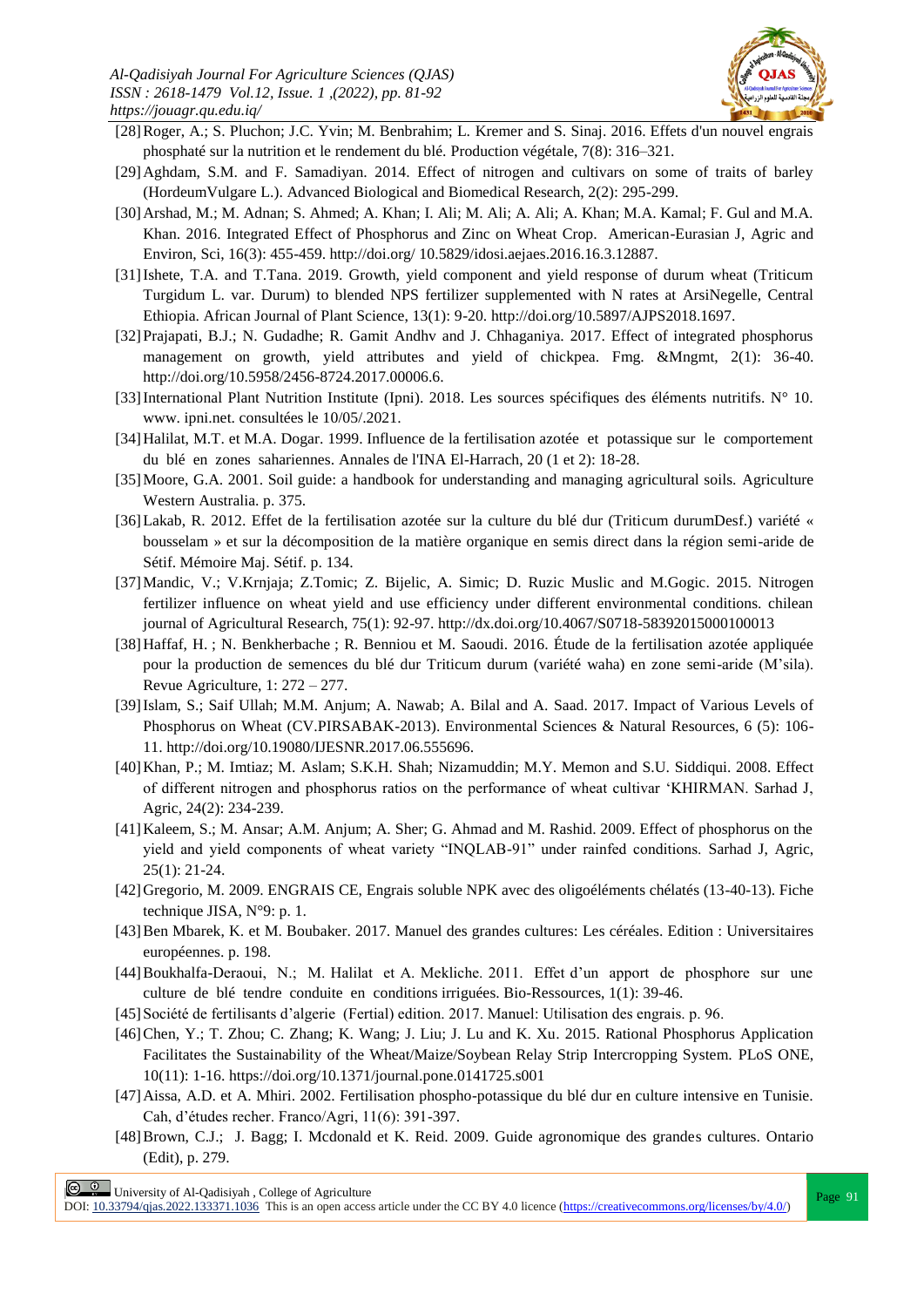[28] Roger, A.; S. Pluchon; J.C. Yvin; M. Benbrahim; L. Kremer and S. Sinaj. 2016. Effets d'un nouvel engrais phosphaté sur la nutrition et le rendement du blé. Production végétale, 7(8): 316–321.

[29] Aghdam, S.M. and F. Samadiyan. 2014. Effect of nitrogen and cultivars on some of traits of barley (HordeumVulgare L.). Advanced Biological and Biomedical Research, 2(2): 295-299.

[30] Arshad, M.; M. Adnan; S. Ahmed; A. Khan; I. Ali; M. Ali; A. Ali; A. Khan; M.A. Kamal; F. Gul and M.A. Khan. 2016. Integrated Effect of Phosphorus and Zinc on Wheat Crop. American-Eurasian J, Agric and Environ, Sci, 16(3): 455-459. http://doi.org/ 10.5829/idosi.aejaes.2016.16.3.12887.

[31] Ishete, T.A. and T.Tana. 2019. Growth, yield component and yield response of durum wheat (Triticum Turgidum L. var. Durum) to blended NPS fertilizer supplemented with N rates at ArsiNegelle, Central Ethiopia. African Journal of Plant Science, 13(1): 9-20. http://doi.org/10.5897/AJPS2018.1697.

[32] Prajapati, B.J.; N. Gudadhe; R. Gamit Andhv and J. Chhaganiya. 2017. Effect of integrated phosphorus management on growth, yield attributes and yield of chickpea. Fmg. &Mngmt, 2(1): 36-40. http://doi.org/10.5958/2456-8724.2017.00006.6.

[33] International Plant Nutrition Institute (Ipni). 2018. Les sources spécifiques des éléments nutritifs. N° 10. www. ipni.net. consultées le 10/05/.2021.

[34] Halilat, M.T. et M.A. Dogar. 1999. Influence de la fertilisation azotée et potassique sur le comportement du blé en zones sahariennes. Annales de l'INA El-Harrach, 20 (1 et 2): 18-28.

[35] Moore, G.A. 2001. Soil guide: a handbook for understanding and managing agricultural soils. Agriculture Western Australia. p. 375.

[36] Lakab, R. 2012. Effet de la fertilisation azotée sur la culture du blé dur (Triticum durumDesf.) variété « bousselam » et sur la décomposition de la matière organique en semis direct dans la région semi-aride de Sétif. Mémoire Maj. Sétif. p. 134.

[37] Mandic, V.; V.Krnjaja; Z.Tomic; Z. Bijelic, A. Simic; D. Ruzic Muslic and M.Gogic. 2015. Nitrogen fertilizer influence on wheat yield and use efficiency under different environmental conditions. chilean journal of Agricultural Research, 75(1): 92-97. http://dx.doi.org/10.4067/S0718-58392015000100013

[38] Haffaf, H. ; N. Benkherbache ; R. Benniou et M. Saoudi. 2016. Étude de la fertilisation azotée appliquée pour la production de semences du blé dur Triticum durum (variété waha) en zone semi-aride (M'sila). Revue Agriculture, 1: 272 – 277.

[39] Islam, S.; Saif Ullah; M.M. Anjum; A. Nawab; A. Bilal and A. Saad. 2017. Impact of Various Levels of Phosphorus on Wheat (CV.PIRSABAK-2013). Environmental Sciences & Natural Resources, 6 (5): 106-11. http://doi.org/10.19080/IJESNR.2017.06.555696.

[40] Khan, P.; M. Imtiaz; M. Aslam; S.K.H. Shah; Nizamuddin; M.Y. Memon and S.U. Siddiqui. 2008. Effect of different nitrogen and phosphorus ratios on the performance of wheat cultivar 'KHIRMAN. Sarhad J, Agric, 24(2): 234-239.

[41] Kaleem, S.; M. Ansar; A.M. Anjum; A. Sher; G. Ahmad and M. Rashid. 2009. Effect of phosphorus on the yield and yield components of wheat variety "INQLAB-91" under rainfed conditions. Sarhad J, Agric, 25(1): 21-24.

[42] Gregorio, M. 2009. ENGRAIS CE, Engrais soluble NPK avec des oligoéléments chélatés (13-40-13). Fiche technique JISA, N°9: p. 1.

[43] Ben Mbarek, K. et M. Boubaker. 2017. Manuel des grandes cultures: Les céréales. Edition : Universitaires européennes. p. 198.

[44] Boukhalfa-Deraoui, N.; M. Halilat et A. Mekliche. 2011. Effet d'un apport de phosphore sur une culture de blé tendre conduite en conditions irriguées. Bio-Ressources, 1(1): 39-46.

[45] Société de fertilisants d'algerie (Fertial) edition. 2017. Manuel: Utilisation des engrais. p. 96.

[46] Chen, Y.; T. Zhou; C. Zhang; K. Wang; J. Liu; J. Lu and K. Xu. 2015. Rational Phosphorus Application Facilitates the Sustainability of the Wheat/Maize/Soybean Relay Strip Intercropping System. PLoS ONE, 10(11): 1-16. https://doi.org/10.1371/journal.pone.0141725.s001

[47] Aissa, A.D. et A. Mhiri. 2002. Fertilisation phospho-potassique du blé dur en culture intensive en Tunisie. Cah, d'études recher. Franco/Agri, 11(6): 391-397.

[48] Brown, C.J.; J. Bagg; I. Mcdonald et K. Reid. 2009. Guide agronomique des grandes cultures. Ontario (Edit), p. 279.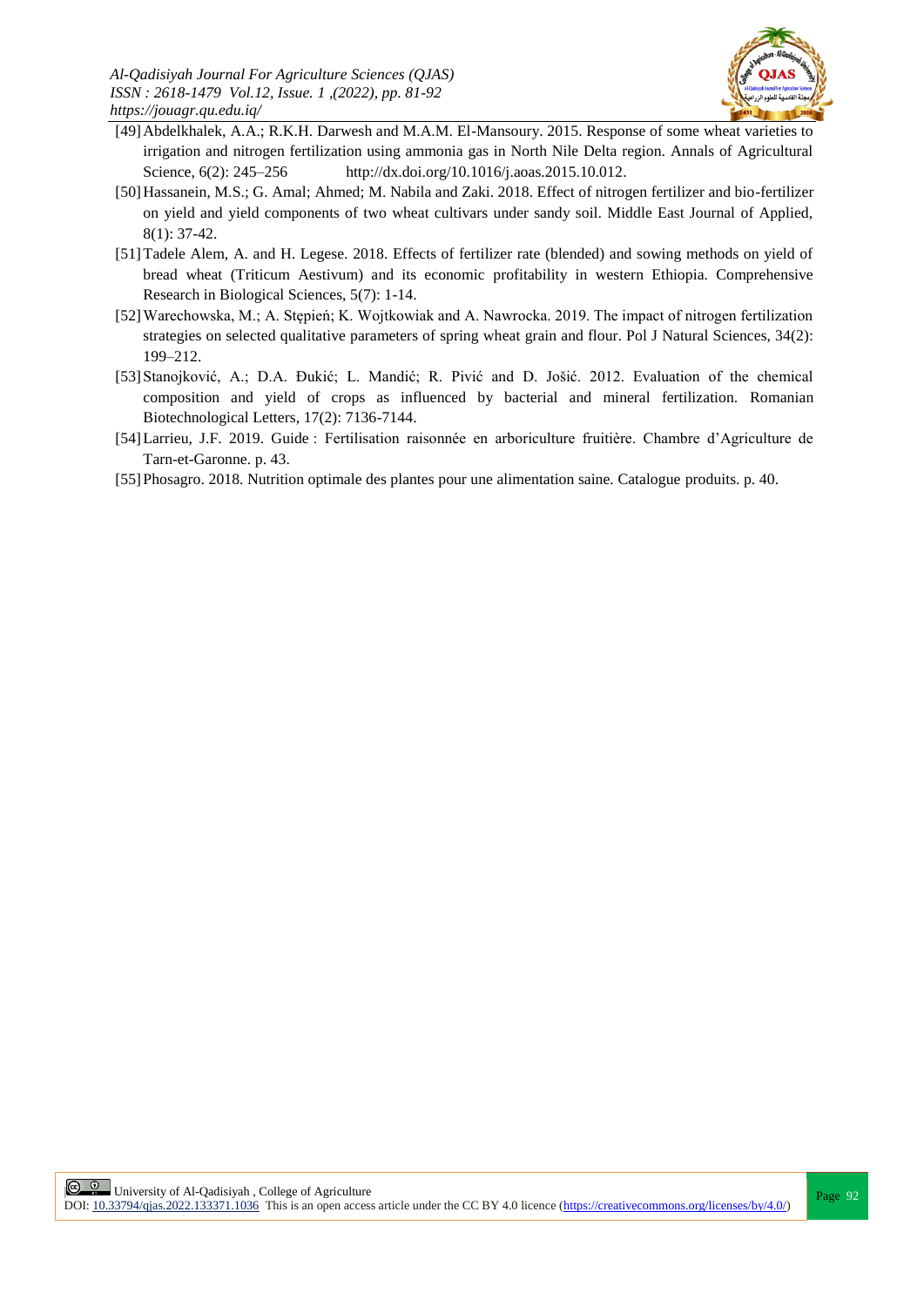[49] Abdelkhalek, A.A.; R.K.H. Darwesh and M.A.M. El-Mansoury. 2015. Response of some wheat varieties to irrigation and nitrogen fertilization using ammonia gas in North Nile Delta region. Annals of Agricultural Science, 6(2): 245–256 http://dx.doi.org/10.1016/j.aoas.2015.10.012.

[50] Hassanein, M.S.; G. Amal; Ahmed; M. Nabila and Zaki. 2018. Effect of nitrogen fertilizer and bio-fertilizer on yield and yield components of two wheat cultivars under sandy soil. Middle East Journal of Applied, 8(1): 37-42.

[51] Tadele Alem, A. and H. Legese. 2018. Effects of fertilizer rate (blended) and sowing methods on yield of bread wheat (Triticum Aestivum) and its economic profitability in western Ethiopia. Comprehensive Research in Biological Sciences, 5(7): 1-14.

[52] Warechowska, M.; A. Stępień; K. Wojtkowiak and A. Nawrocka. 2019. The impact of nitrogen fertilization strategies on selected qualitative parameters of spring wheat grain and flour. Pol J Natural Sciences, 34(2): 199–212.

[53] Stanojković, A.; D.A. Đukić; L. Mandić; R. Pivić and D. Jošić. 2012. Evaluation of the chemical composition and yield of crops as influenced by bacterial and mineral fertilization. Romanian Biotechnological Letters, 17(2): 7136-7144.

[54] Larrieu, J.F. 2019. Guide : Fertilisation raisonnée en arboriculture fruitière. Chambre d'Agriculture de Tarn-et-Garonne. p. 43.

[55] Phosagro. 2018. Nutrition optimale des plantes pour une alimentation saine. Catalogue produits. p. 40.